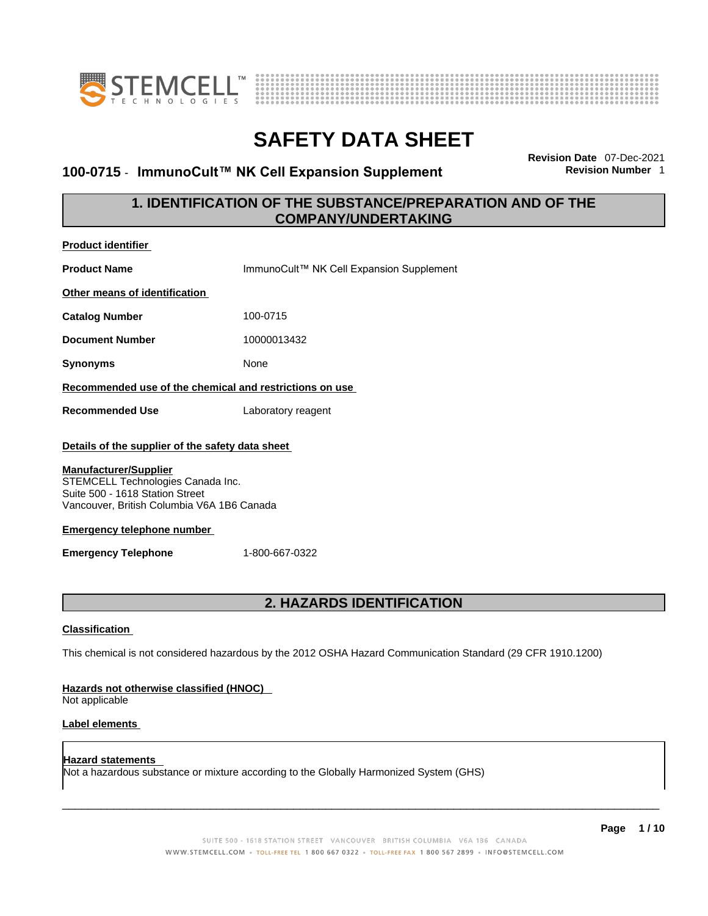# SAFETY DATA SHEET

## 100-0715 - ImmunoCult™ NK Cell Expansion Supplement

**Revision Date** 07-Dec-2021
**Revision Number** 1

## 1. IDENTIFICATION OF THE SUBSTANCE/PREPARATION AND OF THE COMPANY/UNDERTAKING

**Product identifier**

| | |
|---|---|
| **Product Name** | ImmunoCult™ NK Cell Expansion Supplement |

**Other means of identification**

| | |
|---|---|
| **Catalog Number** | 100-0715 |
| **Document Number** | 10000013432 |
| **Synonyms** | None |

**Recommended use of the chemical and restrictions on use**

| | |
|---|---|
| **Recommended Use** | Laboratory reagent |

**Details of the supplier of the safety data sheet**

**Manufacturer/Supplier**
STEMCELL Technologies Canada Inc.
Suite 500 - 1618 Station Street
Vancouver, British Columbia V6A 1B6 Canada

**Emergency telephone number**

| | |
|---|---|
| **Emergency Telephone** | 1-800-667-0322 |

## 2. HAZARDS IDENTIFICATION

**Classification**

This chemical is not considered hazardous by the 2012 OSHA Hazard Communication Standard (29 CFR 1910.1200)

**Hazards not otherwise classified (HNOC)**
Not applicable

**Label elements**

**Hazard statements**
Not a hazardous substance or mixture according to the Globally Harmonized System (GHS)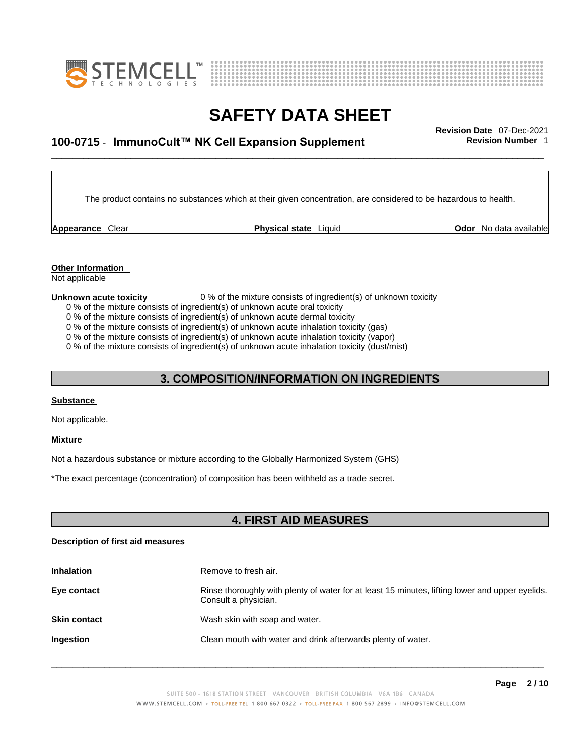The product contains no substances which at their given concentration, are considered to be hazardous to health.

| | | |
|---|---|---|
| **Appearance** Clear | **Physical state** Liquid | **Odor** No data available |

**Other Information**
Not applicable

**Unknown acute toxicity** 0 % of the mixture consists of ingredient(s) of unknown toxicity
0 % of the mixture consists of ingredient(s) of unknown acute oral toxicity
0 % of the mixture consists of ingredient(s) of unknown acute dermal toxicity
0 % of the mixture consists of ingredient(s) of unknown acute inhalation toxicity (gas)
0 % of the mixture consists of ingredient(s) of unknown acute inhalation toxicity (vapor)
0 % of the mixture consists of ingredient(s) of unknown acute inhalation toxicity (dust/mist)

## 3. COMPOSITION/INFORMATION ON INGREDIENTS

**Substance**

Not applicable.

**Mixture**

Not a hazardous substance or mixture according to the Globally Harmonized System (GHS)

*The exact percentage (concentration) of composition has been withheld as a trade secret.

## 4. FIRST AID MEASURES

**Description of first aid measures**

| | |
|---|---|
| **Inhalation** | Remove to fresh air. |
| **Eye contact** | Rinse thoroughly with plenty of water for at least 15 minutes, lifting lower and upper eyelids. Consult a physician. |
| **Skin contact** | Wash skin with soap and water. |
| **Ingestion** | Clean mouth with water and drink afterwards plenty of water. |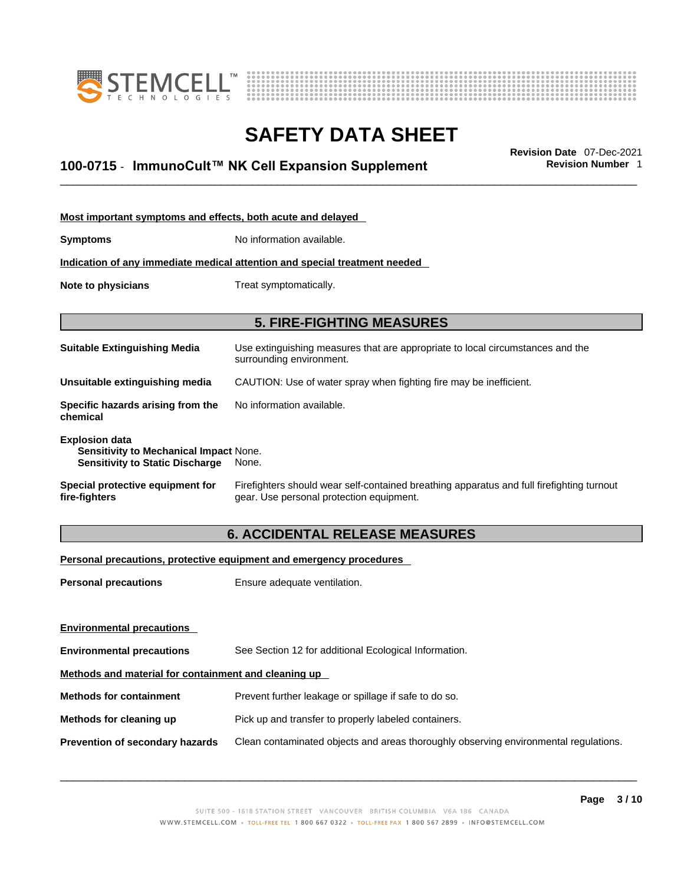# SAFETY DATA SHEET

## 100-0715 - ImmunoCult™ NK Cell Expansion Supplement

**Revision Date** 07-Dec-2021
**Revision Number** 1

**Most important symptoms and effects, both acute and delayed**

**Symptoms** No information available.

**Indication of any immediate medical attention and special treatment needed**

**Note to physicians** Treat symptomatically.

## 5. FIRE-FIGHTING MEASURES

**Suitable Extinguishing Media** Use extinguishing measures that are appropriate to local circumstances and the surrounding environment.

**Unsuitable extinguishing media** CAUTION: Use of water spray when fighting fire may be inefficient.

**Specific hazards arising from the chemical** No information available.

**Explosion data**
**Sensitivity to Mechanical Impact** None.
**Sensitivity to Static Discharge** None.

**Special protective equipment for fire-fighters** Firefighters should wear self-contained breathing apparatus and full firefighting turnout gear. Use personal protection equipment.

## 6. ACCIDENTAL RELEASE MEASURES

**Personal precautions, protective equipment and emergency procedures**

**Personal precautions** Ensure adequate ventilation.

**Environmental precautions**

**Environmental precautions** See Section 12 for additional Ecological Information.

**Methods and material for containment and cleaning up**

**Methods for containment** Prevent further leakage or spillage if safe to do so.

**Methods for cleaning up** Pick up and transfer to properly labeled containers.

**Prevention of secondary hazards** Clean contaminated objects and areas thoroughly observing environmental regulations.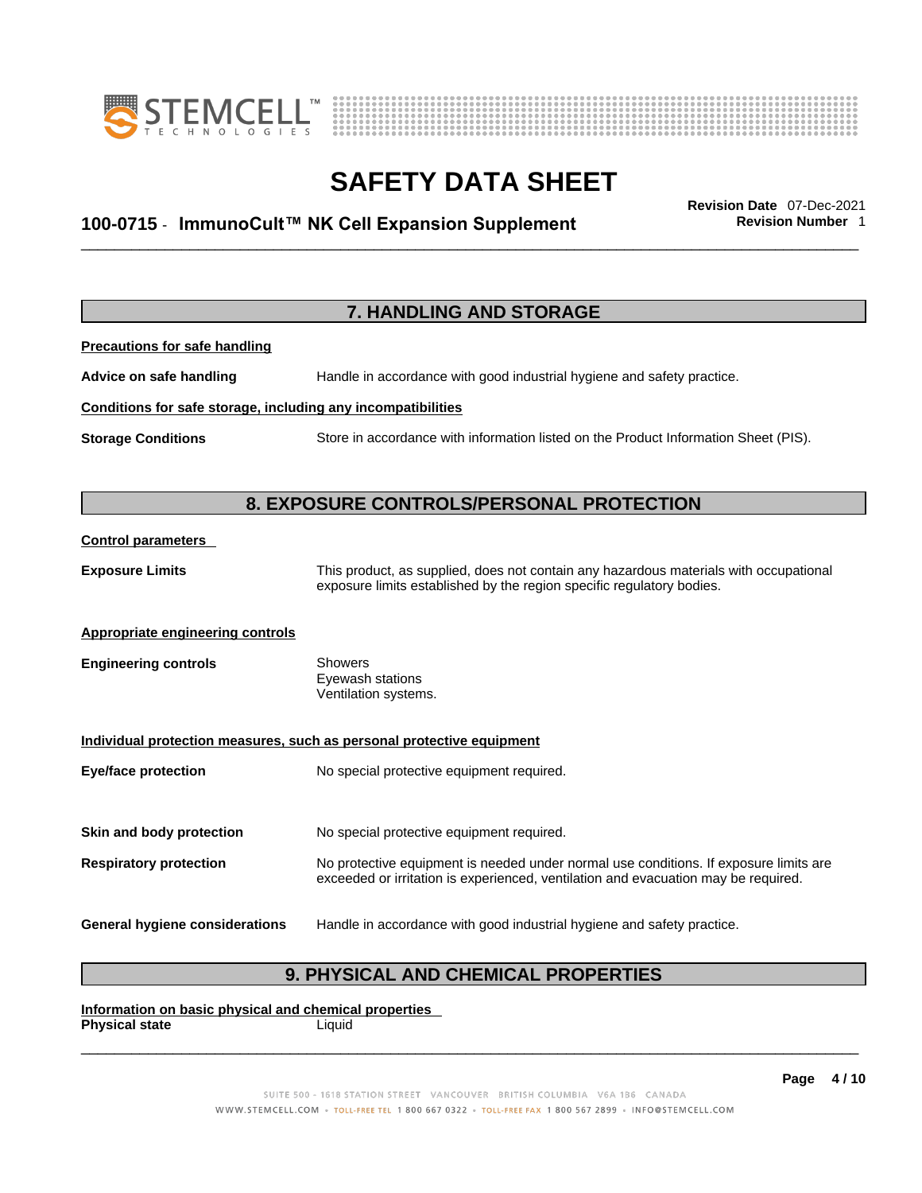## 7. HANDLING AND STORAGE

**Precautions for safe handling**

**Advice on safe handling** Handle in accordance with good industrial hygiene and safety practice.

**Conditions for safe storage, including any incompatibilities**

**Storage Conditions** Store in accordance with information listed on the Product Information Sheet (PIS).

## 8. EXPOSURE CONTROLS/PERSONAL PROTECTION

**Control parameters**

**Exposure Limits** This product, as supplied, does not contain any hazardous materials with occupational exposure limits established by the region specific regulatory bodies.

**Appropriate engineering controls**

**Engineering controls** Showers
Eyewash stations
Ventilation systems.

**Individual protection measures, such as personal protective equipment**

**Eye/face protection** No special protective equipment required.

**Skin and body protection** No special protective equipment required.

**Respiratory protection** No protective equipment is needed under normal use conditions. If exposure limits are exceeded or irritation is experienced, ventilation and evacuation may be required.

**General hygiene considerations** Handle in accordance with good industrial hygiene and safety practice.

## 9. PHYSICAL AND CHEMICAL PROPERTIES

**Information on basic physical and chemical properties**

**Physical state** Liquid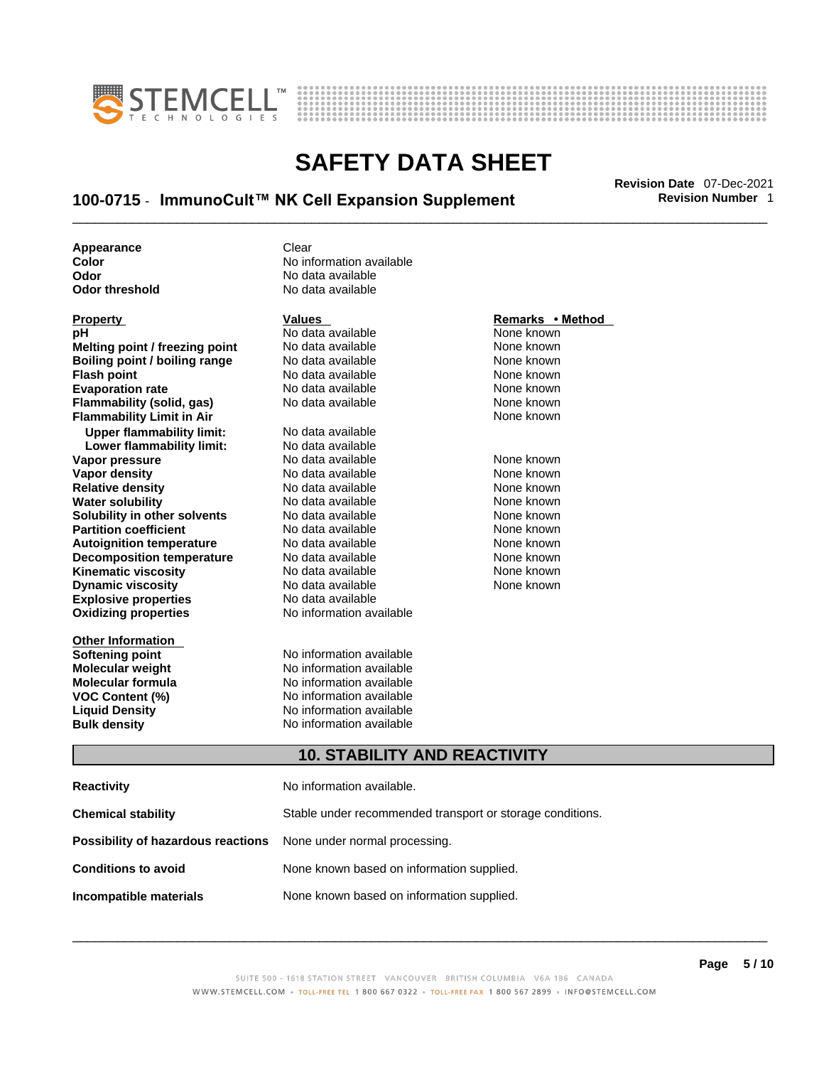| | |
|---|---|
| **Appearance** | Clear |
| **Color** | No information available |
| **Odor** | No data available |
| **Odor threshold** | No data available |

| **Property** | **Values** | **Remarks • Method** |
|---|---|---|
| **pH** | No data available | None known |
| **Melting point / freezing point** | No data available | None known |
| **Boiling point / boiling range** | No data available | None known |
| **Flash point** | No data available | None known |
| **Evaporation rate** | No data available | None known |
| **Flammability (solid, gas)** | No data available | None known |
| **Flammability Limit in Air** | | None known |
| **Upper flammability limit:** | No data available | |
| **Lower flammability limit:** | No data available | |
| **Vapor pressure** | No data available | None known |
| **Vapor density** | No data available | None known |
| **Relative density** | No data available | None known |
| **Water solubility** | No data available | None known |
| **Solubility in other solvents** | No data available | None known |
| **Partition coefficient** | No data available | None known |
| **Autoignition temperature** | No data available | None known |
| **Decomposition temperature** | No data available | None known |
| **Kinematic viscosity** | No data available | None known |
| **Dynamic viscosity** | No data available | None known |
| **Explosive properties** | No data available | |
| **Oxidizing properties** | No information available | |

| **Other Information** | |
|---|---|
| **Softening point** | No information available |
| **Molecular weight** | No information available |
| **Molecular formula** | No information available |
| **VOC Content (%)** | No information available |
| **Liquid Density** | No information available |
| **Bulk density** | No information available |

## 10. STABILITY AND REACTIVITY

| | |
|---|---|
| **Reactivity** | No information available. |
| **Chemical stability** | Stable under recommended transport or storage conditions. |
| **Possibility of hazardous reactions** | None under normal processing. |
| **Conditions to avoid** | None known based on information supplied. |
| **Incompatible materials** | None known based on information supplied. |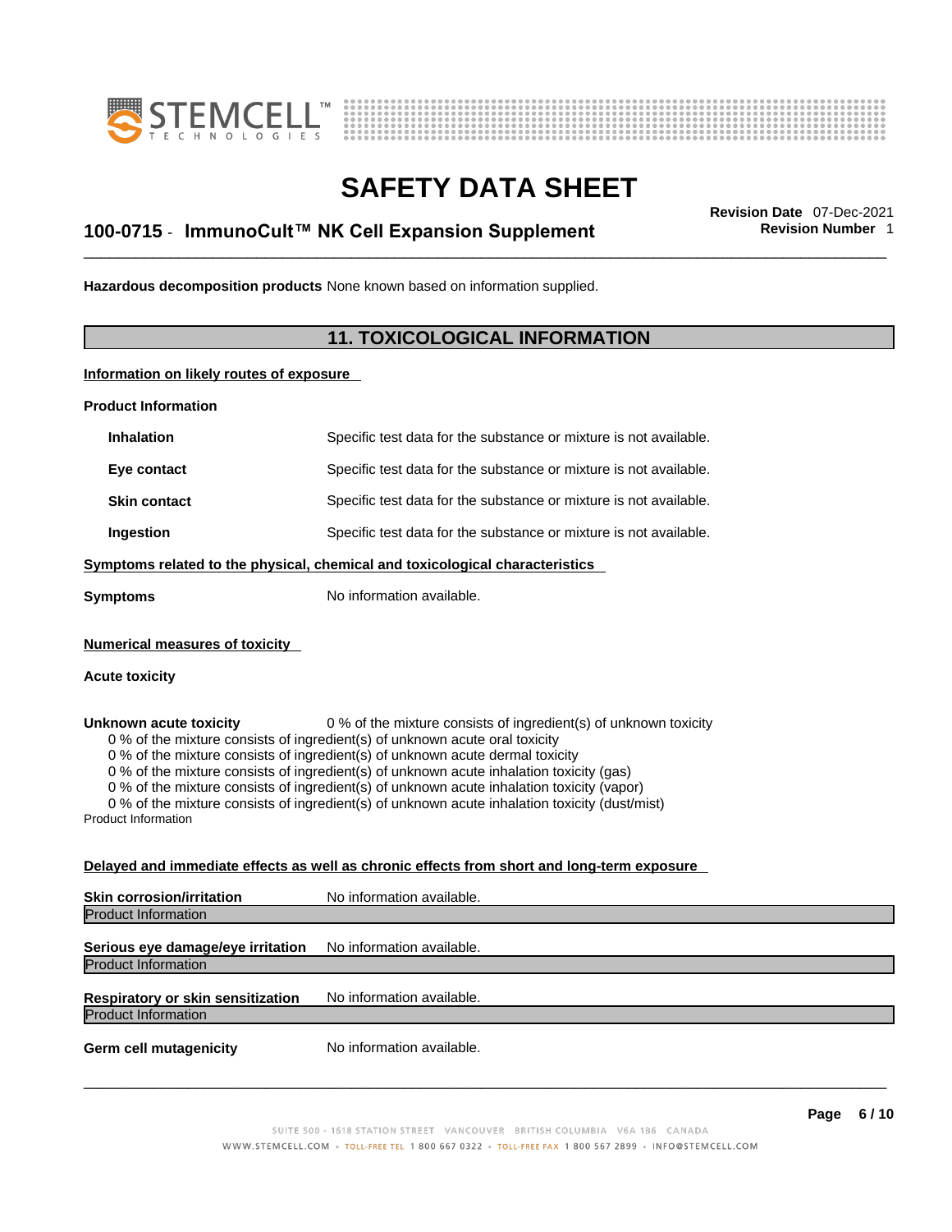**Hazardous decomposition products** None known based on information supplied.

## 11. TOXICOLOGICAL INFORMATION

**Information on likely routes of exposure**

**Product Information**

| | |
|---|---|
| **Inhalation** | Specific test data for the substance or mixture is not available. |
| **Eye contact** | Specific test data for the substance or mixture is not available. |
| **Skin contact** | Specific test data for the substance or mixture is not available. |
| **Ingestion** | Specific test data for the substance or mixture is not available. |

**Symptoms related to the physical, chemical and toxicological characteristics**

**Symptoms** No information available.

**Numerical measures of toxicity**

**Acute toxicity**

**Unknown acute toxicity** 0 % of the mixture consists of ingredient(s) of unknown toxicity

0 % of the mixture consists of ingredient(s) of unknown acute oral toxicity
0 % of the mixture consists of ingredient(s) of unknown acute dermal toxicity
0 % of the mixture consists of ingredient(s) of unknown acute inhalation toxicity (gas)
0 % of the mixture consists of ingredient(s) of unknown acute inhalation toxicity (vapor)
0 % of the mixture consists of ingredient(s) of unknown acute inhalation toxicity (dust/mist)

Product Information

**Delayed and immediate effects as well as chronic effects from short and long-term exposure**

**Skin corrosion/irritation** No information available.

Product Information

**Serious eye damage/eye irritation** No information available.

Product Information

**Respiratory or skin sensitization** No information available.

Product Information

**Germ cell mutagenicity** No information available.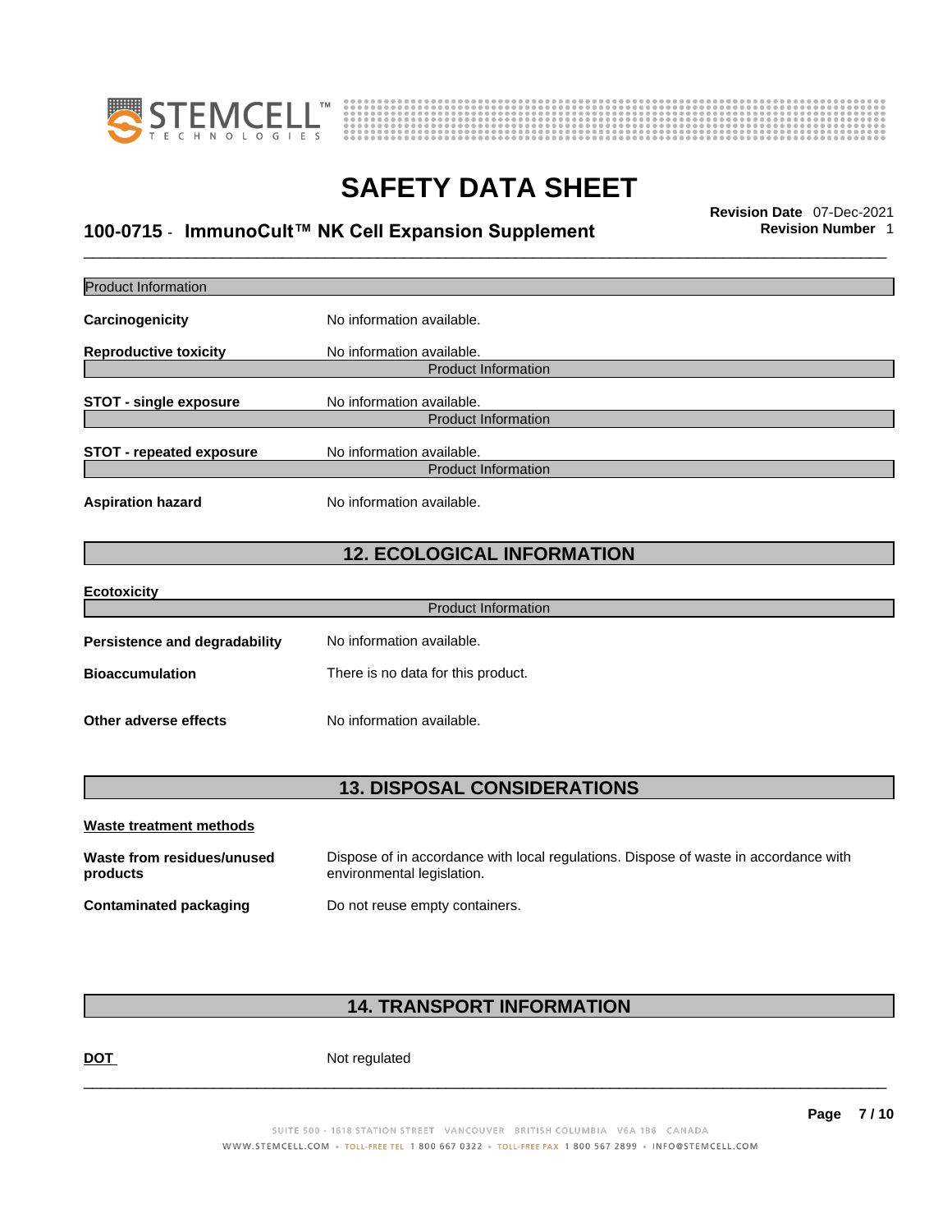Product Information

**Carcinogenicity** No information available.

**Reproductive toxicity** No information available.

Product Information

**STOT - single exposure** No information available.

Product Information

**STOT - repeated exposure** No information available.

Product Information

**Aspiration hazard** No information available.

## 12. ECOLOGICAL INFORMATION

**Ecotoxicity**

Product Information

**Persistence and degradability** No information available.

**Bioaccumulation** There is no data for this product.

**Other adverse effects** No information available.

## 13. DISPOSAL CONSIDERATIONS

**Waste treatment methods**

**Waste from residues/unused products** Dispose of in accordance with local regulations. Dispose of waste in accordance with environmental legislation.

**Contaminated packaging** Do not reuse empty containers.

## 14. TRANSPORT INFORMATION

**DOT** Not regulated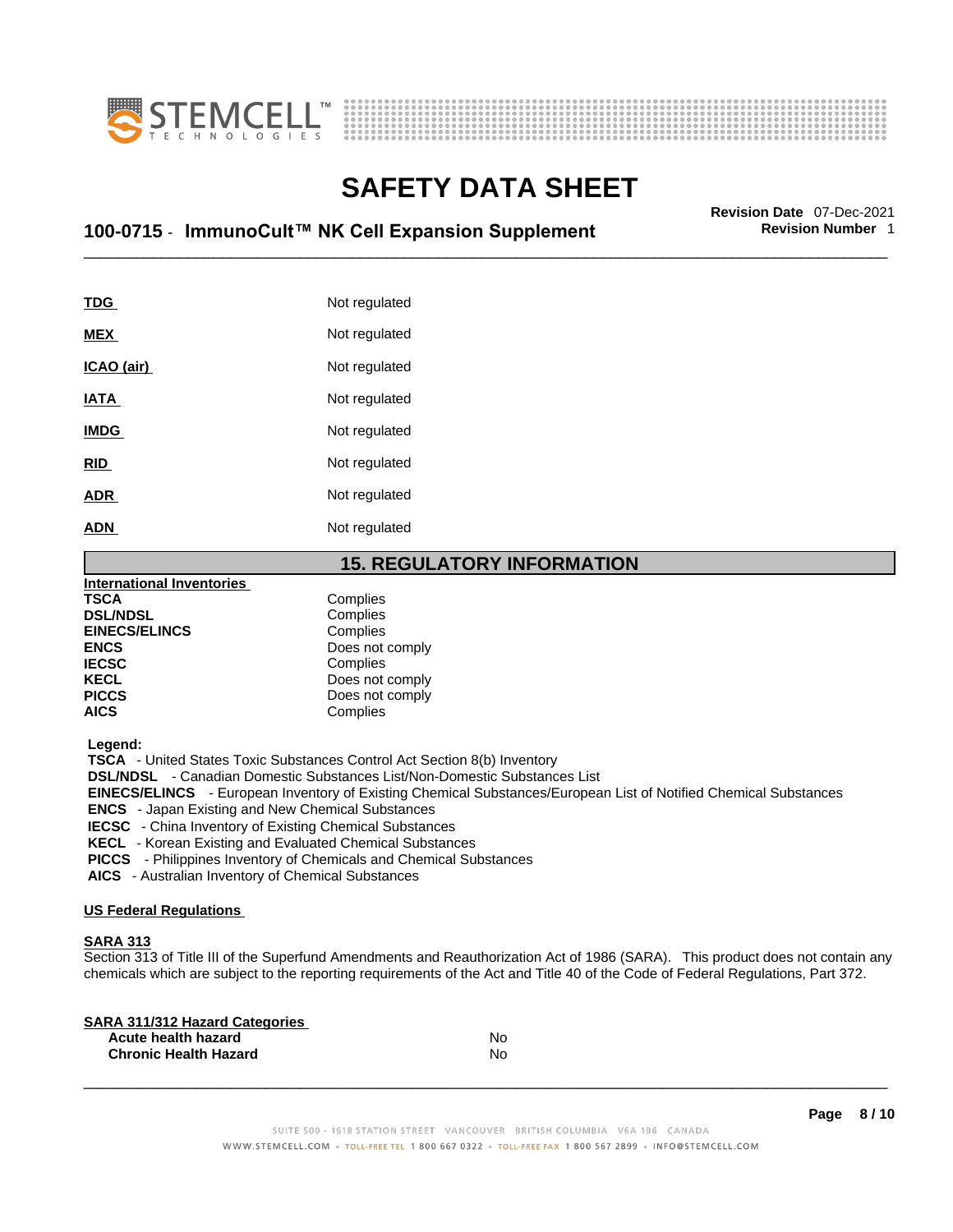| | |
|---|---|
| **TDG** | Not regulated |
| **MEX** | Not regulated |
| **ICAO (air)** | Not regulated |
| **IATA** | Not regulated |
| **IMDG** | Not regulated |
| **RID** | Not regulated |
| **ADR** | Not regulated |
| **ADN** | Not regulated |

## 15. REGULATORY INFORMATION

**International Inventories**

| | |
|---|---|
| **TSCA** | Complies |
| **DSL/NDSL** | Complies |
| **EINECS/ELINCS** | Complies |
| **ENCS** | Does not comply |
| **IECSC** | Complies |
| **KECL** | Does not comply |
| **PICCS** | Does not comply |
| **AICS** | Complies |

**Legend:**

**TSCA** - United States Toxic Substances Control Act Section 8(b) Inventory
**DSL/NDSL** - Canadian Domestic Substances List/Non-Domestic Substances List
**EINECS/ELINCS** - European Inventory of Existing Chemical Substances/European List of Notified Chemical Substances
**ENCS** - Japan Existing and New Chemical Substances
**IECSC** - China Inventory of Existing Chemical Substances
**KECL** - Korean Existing and Evaluated Chemical Substances
**PICCS** - Philippines Inventory of Chemicals and Chemical Substances
**AICS** - Australian Inventory of Chemical Substances

**US Federal Regulations**

**SARA 313**

Section 313 of Title III of the Superfund Amendments and Reauthorization Act of 1986 (SARA). This product does not contain any chemicals which are subject to the reporting requirements of the Act and Title 40 of the Code of Federal Regulations, Part 372.

**SARA 311/312 Hazard Categories**

| | |
|---|---|
| **Acute health hazard** | No |
| **Chronic Health Hazard** | No |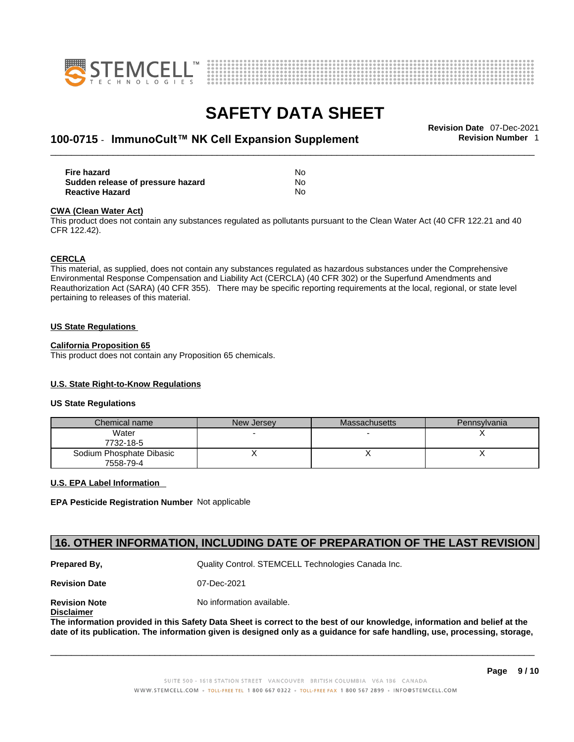| | |
|---|---|
| **Fire hazard** | No |
| **Sudden release of pressure hazard** | No |
| **Reactive Hazard** | No |

**CWA (Clean Water Act)**

This product does not contain any substances regulated as pollutants pursuant to the Clean Water Act (40 CFR 122.21 and 40 CFR 122.42).

**CERCLA**

This material, as supplied, does not contain any substances regulated as hazardous substances under the Comprehensive Environmental Response Compensation and Liability Act (CERCLA) (40 CFR 302) or the Superfund Amendments and Reauthorization Act (SARA) (40 CFR 355). There may be specific reporting requirements at the local, regional, or state level pertaining to releases of this material.

**US State Regulations**

**California Proposition 65**

This product does not contain any Proposition 65 chemicals.

**U.S. State Right-to-Know Regulations**

**US State Regulations**

| Chemical name | New Jersey | Massachusetts | Pennsylvania |
|---|---|---|---|
| Water<br>7732-18-5 | - | - | X |
| Sodium Phosphate Dibasic<br>7558-79-4 | X | X | X |

**U.S. EPA Label Information**

**EPA Pesticide Registration Number** Not applicable

## 16. OTHER INFORMATION, INCLUDING DATE OF PREPARATION OF THE LAST REVISION

**Prepared By,** Quality Control. STEMCELL Technologies Canada Inc.

**Revision Date** 07-Dec-2021

**Revision Note** No information available.

**Disclaimer**

**The information provided in this Safety Data Sheet is correct to the best of our knowledge, information and belief at the date of its publication. The information given is designed only as a guidance for safe handling, use, processing, storage,**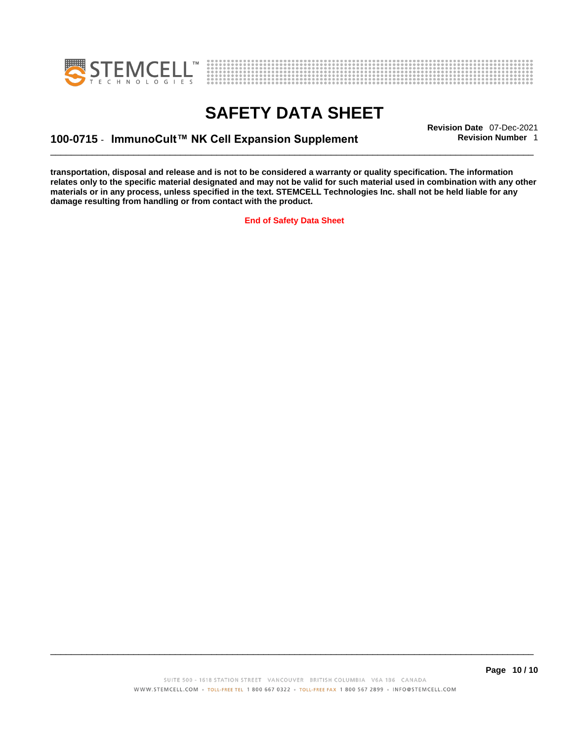**transportation, disposal and release and is not to be considered a warranty or quality specification. The information relates only to the specific material designated and may not be valid for such material used in combination with any other materials or in any process, unless specified in the text. STEMCELL Technologies Inc. shall not be held liable for any damage resulting from handling or from contact with the product.**

**End of Safety Data Sheet**